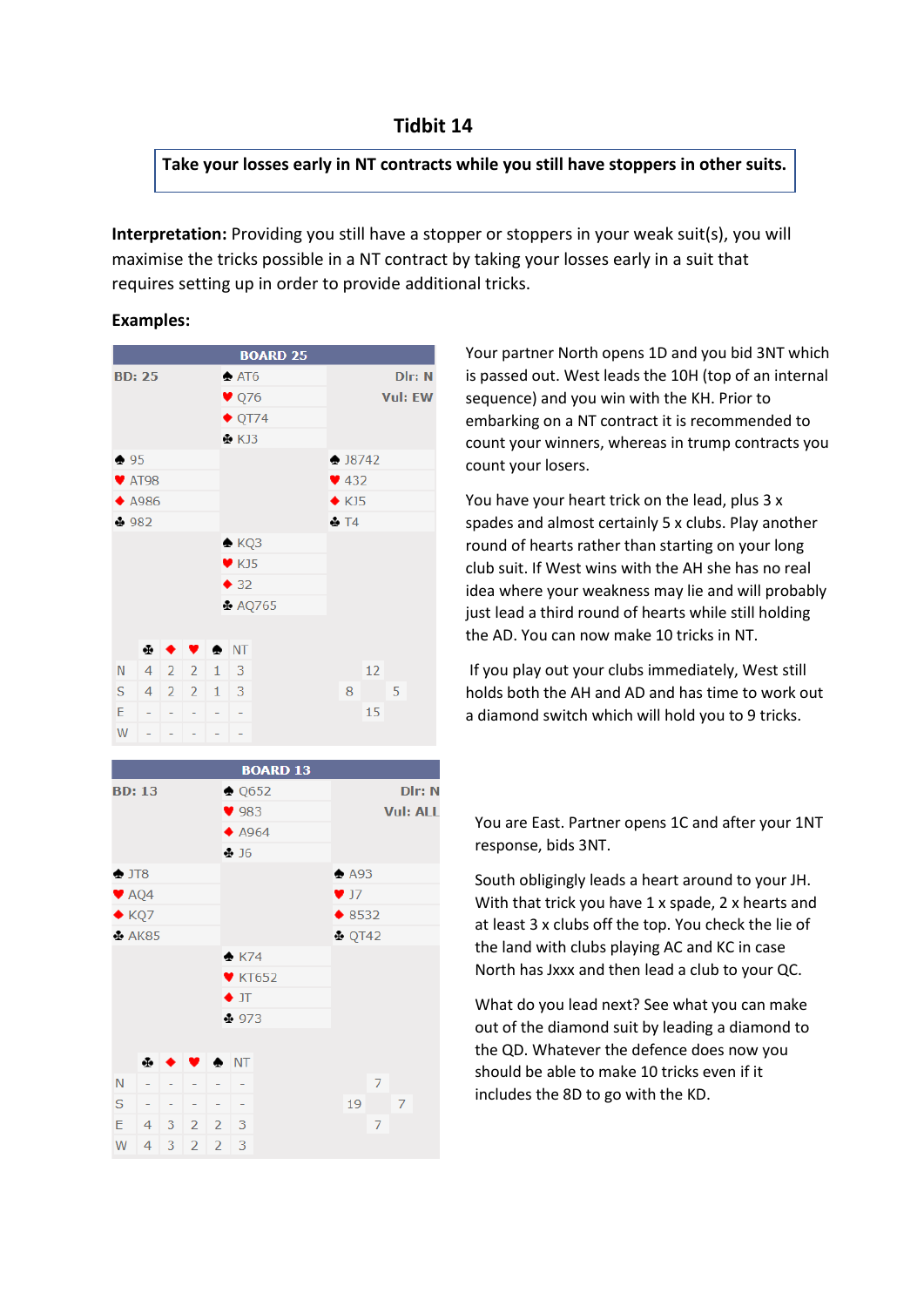# Tidbit 14

**Take your losses early in NT contracts while you still have stoppers in other suits.**

**Interpretation:** Providing you still have a stopper or stoppers in your weak suit(s), you will maximise the tricks possible in a NT contract by taking your losses early in a suit that requires setting up in order to provide additional tricks.

**Examples:**

**BOARD 25**

BD: 25 — Dlr: N — Vul: EW

| | North | |
|---|---|---|
| | ♠ AT6 | |
| | ♥ Q76 | |
| | ♦ QT74 | |
| | ♣ KJ3 | |
| **West** | | **East** |
| ♠ 95 | | ♠ J8742 |
| ♥ AT98 | | ♥ 432 |
| ♦ A986 | | ♦ KJ5 |
| ♣ 982 | | ♣ T4 |
| | **South** | |
| | ♠ KQ3 | |
| | ♥ KJ5 | |
| | ♦ 32 | |
| | ♣ AQ765 | |

| | ♣ | ♦ | ♥ | ♠ | NT |
|---|---|---|---|---|---|
| N | 4 | 2 | 2 | 1 | 3 |
| S | 4 | 2 | 2 | 1 | 3 |
| E | - | - | - | - | - |
| W | - | - | - | - | - |

HCP: N 12, W 8, E 5, S 15

Your partner North opens 1D and you bid 3NT which is passed out. West leads the 10H (top of an internal sequence) and you win with the KH. Prior to embarking on a NT contract it is recommended to count your winners, whereas in trump contracts you count your losers.

You have your heart trick on the lead, plus 3 x spades and almost certainly 5 x clubs. Play another round of hearts rather than starting on your long club suit. If West wins with the AH she has no real idea where your weakness may lie and will probably just lead a third round of hearts while still holding the AD. You can now make 10 tricks in NT.

If you play out your clubs immediately, West still holds both the AH and AD and has time to work out a diamond switch which will hold you to 9 tricks.

**BOARD 13**

BD: 13 — Dlr: N — Vul: ALL

| | North | |
|---|---|---|
| | ♠ Q652 | |
| | ♥ 983 | |
| | ♦ A964 | |
| | ♣ J6 | |
| **West** | | **East** |
| ♠ JT8 | | ♠ A93 |
| ♥ AQ4 | | ♥ J7 |
| ♦ KQ7 | | ♦ 8532 |
| ♣ AK85 | | ♣ QT42 |
| | **South** | |
| | ♠ K74 | |
| | ♥ KT652 | |
| | ♦ JT | |
| | ♣ 973 | |

| | ♣ | ♦ | ♥ | ♠ | NT |
|---|---|---|---|---|---|
| N | - | - | - | - | - |
| S | - | - | - | - | - |
| E | 4 | 3 | 2 | 2 | 3 |
| W | 4 | 3 | 2 | 2 | 3 |

HCP: N 7, W 19, E 7, S 7

You are East. Partner opens 1C and after your 1NT response, bids 3NT.

South obligingly leads a heart around to your JH. With that trick you have 1 x spade, 2 x hearts and at least 3 x clubs off the top. You check the lie of the land with clubs playing AC and KC in case North has Jxxx and then lead a club to your QC.

What do you lead next? See what you can make out of the diamond suit by leading a diamond to the QD. Whatever the defence does now you should be able to make 10 tricks even if it includes the 8D to go with the KD.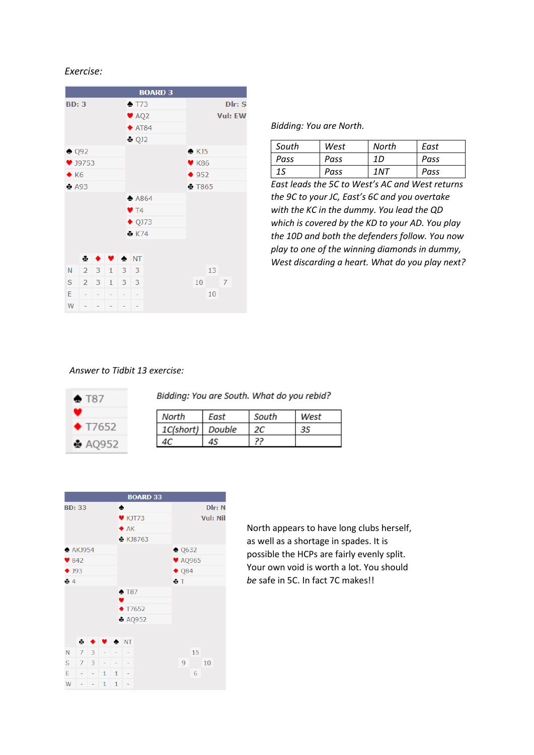*Exercise:*

| BOARD 3 | | |
|---|---|---|
| BD: 3 | ♠ T73 | Dlr: S |
| | ♥ AQ2 | Vul: EW |
| | ♦ AT84 | |
| | ♣ QJ2 | |
| ♠ Q92 | | ♠ KJ5 |
| ♥ J9753 | | ♥ K86 |
| ♦ K6 | | ♦ 952 |
| ♣ A93 | | ♣ T865 |
| | ♠ A864 | |
| | ♥ T4 | |
| | ♦ QJ73 | |
| | ♣ K74 | |

| | ♣ | ♦ | ♥ | ♠ | NT |
|---|---|---|---|---|---|
| N | 2 | 3 | 1 | 3 | 3 |
| S | 2 | 3 | 1 | 3 | 3 |
| E | - | - | - | - | - |
| W | - | - | - | - | - |

13

10 7

10

*Bidding: You are North.*

| South | West | North | East |
|---|---|---|---|
| Pass | Pass | 1D | Pass |
| 1S | Pass | 1NT | Pass |

*East leads the 5C to West's AC and West returns the 9C to your JC, East's 6C and you overtake with the KC in the dummy. You lead the QD which is covered by the KD to your AD. You play the 10D and both the defenders follow. You now play to one of the winning diamonds in dummy, West discarding a heart. What do you play next?*

*Answer to Tidbit 13 exercise:*

♠ T87
♥
♦ T7652
♣ AQ952

*Bidding: You are South. What do you rebid?*

| North | East | South | West |
|---|---|---|---|
| 1C(short) | Double | 2C | 3S |
| 4C | 4S | ?? | |

| BOARD 33 | | |
|---|---|---|
| BD: 33 | ♠ | Dlr: N |
| | ♥ KJT73 | Vul: Nil |
| | ♦ AK | |
| | ♣ KJ8763 | |
| ♠ AKJ954 | | ♠ Q632 |
| ♥ 842 | | ♥ AQ965 |
| ♦ J93 | | ♦ Q84 |
| ♣ 4 | | ♣ T |
| | ♠ T87 | |
| | ♥ | |
| | ♦ T7652 | |
| | ♣ AQ952 | |

| | ♣ | ♦ | ♥ | ♠ | NT |
|---|---|---|---|---|---|
| N | 7 | 3 | - | - | - |
| S | 7 | 3 | - | - | - |
| E | - | - | 1 | 1 | - |
| W | - | - | 1 | 1 | - |

15

9 10

6

North appears to have long clubs herself, as well as a shortage in spades. It is possible the HCPs are fairly evenly split. Your own void is worth a lot. You should *be* safe in 5C. In fact 7C makes!!